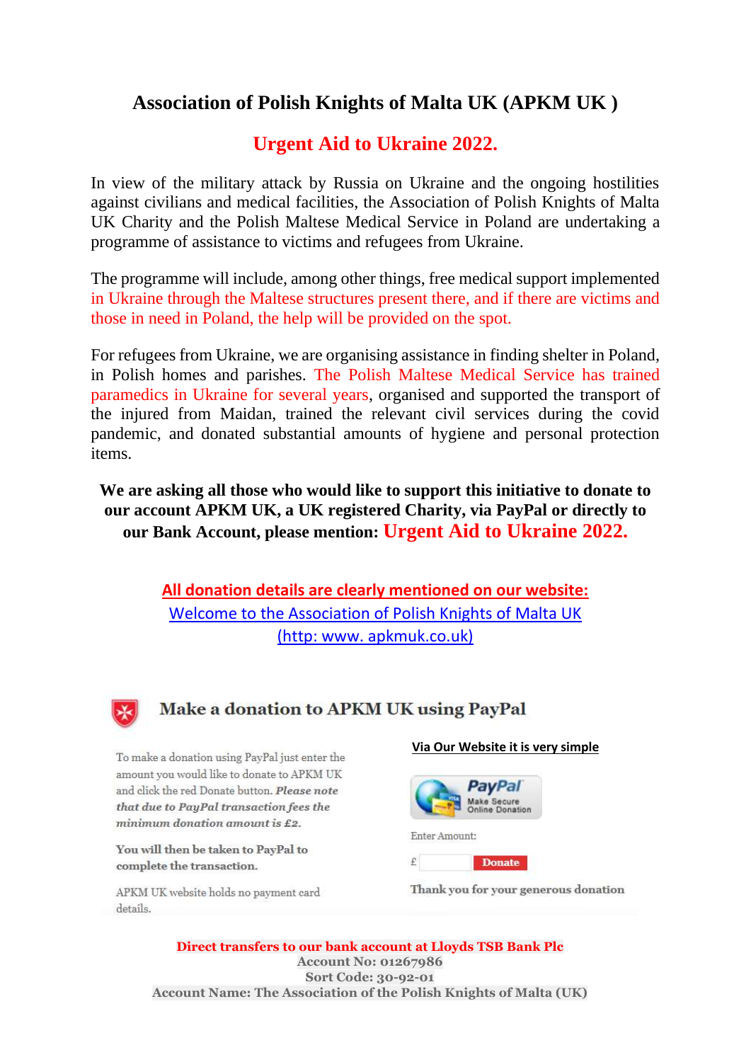# Association of Polish Knights of Malta UK (APKM UK )

## Urgent Aid to Ukraine 2022.

In view of the military attack by Russia on Ukraine and the ongoing hostilities against civilians and medical facilities, the Association of Polish Knights of Malta UK Charity and the Polish Maltese Medical Service in Poland are undertaking a programme of assistance to victims and refugees from Ukraine.

The programme will include, among other things, free medical support implemented in Ukraine through the Maltese structures present there, and if there are victims and those in need in Poland, the help will be provided on the spot.

For refugees from Ukraine, we are organising assistance in finding shelter in Poland, in Polish homes and parishes. The Polish Maltese Medical Service has trained paramedics in Ukraine for several years, organised and supported the transport of the injured from Maidan, trained the relevant civil services during the covid pandemic, and donated substantial amounts of hygiene and personal protection items.

**We are asking all those who would like to support this initiative to donate to our account APKM UK, a UK registered Charity, via PayPal or directly to our Bank Account, please mention: Urgent Aid to Ukraine 2022.**

**All donation details are clearly mentioned on our website:**
[Welcome to the Association of Polish Knights of Malta UK](http://www.apkmuk.co.uk)
[(http: www. apkmuk.co.uk)](http://www.apkmuk.co.uk)

## Make a donation to APKM UK using PayPal

To make a donation using PayPal just enter the amount you would like to donate to APKM UK and click the red Donate button. ***Please note that due to PayPal transaction fees the minimum donation amount is £2.***

**You will then be taken to PayPal to complete the transaction.**

APKM UK website holds no payment card details.

**Via Our Website it is very simple**

PayPal Make Secure Online Donation

Enter Amount:

£ [ ] Donate

**Thank you for your generous donation**

**Direct transfers to our bank account at Lloyds TSB Bank Plc**
**Account No: 01267986**
**Sort Code: 30-92-01**
**Account Name: The Association of the Polish Knights of Malta (UK)**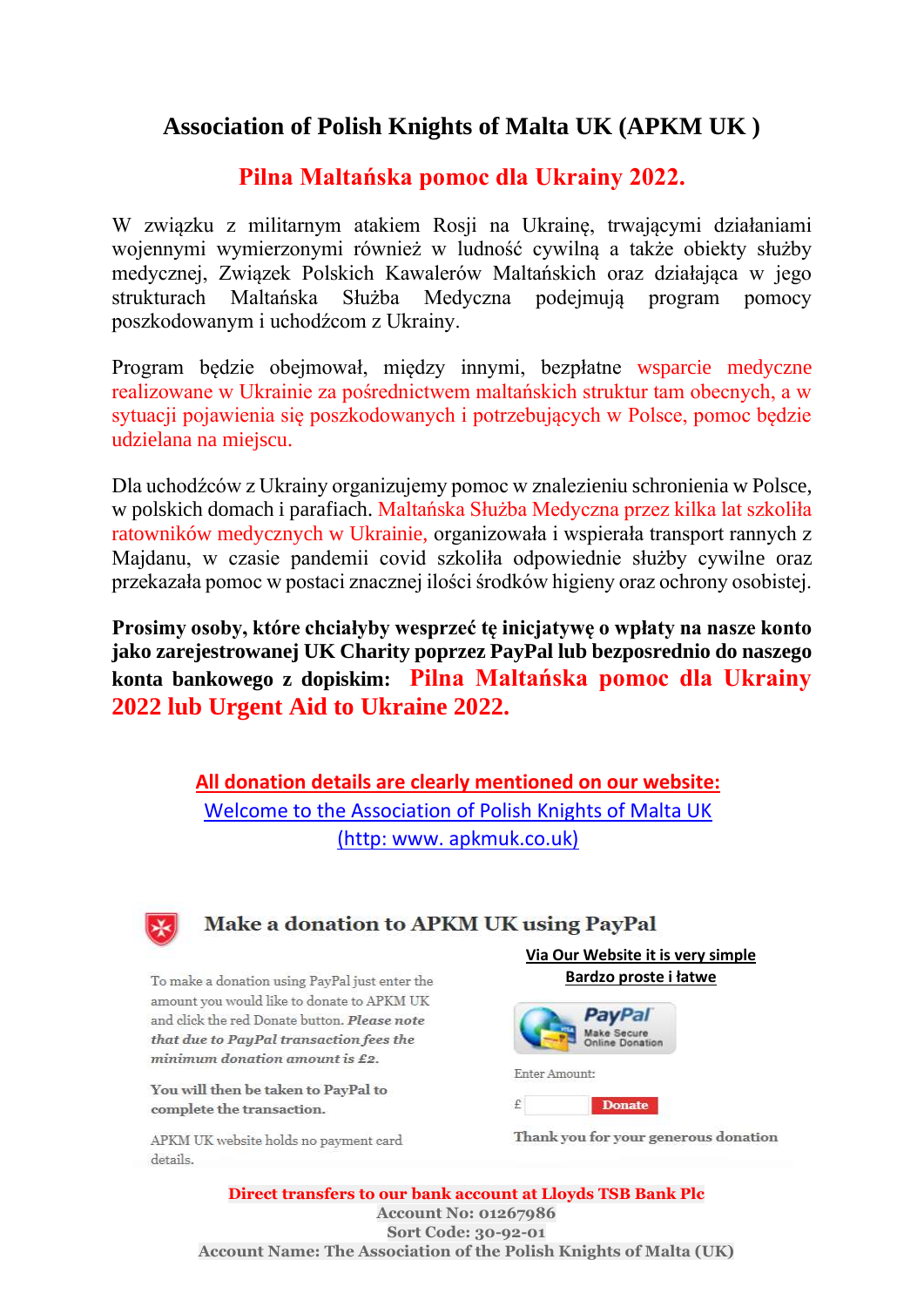# Association of Polish Knights of Malta UK (APKM UK )

## Pilna Maltańska pomoc dla Ukrainy 2022.

W związku z militarnym atakiem Rosji na Ukrainę, trwającymi działaniami wojennymi wymierzonymi również w ludność cywilną a także obiekty służby medycznej, Związek Polskich Kawalerów Maltańskich oraz działająca w jego strukturach Maltańska Służba Medyczna podejmują program pomocy poszkodowanym i uchodźcom z Ukrainy.

Program będzie obejmował, między innymi, bezpłatne wsparcie medyczne realizowane w Ukrainie za pośrednictwem maltańskich struktur tam obecnych, a w sytuacji pojawienia się poszkodowanych i potrzebujących w Polsce, pomoc będzie udzielana na miejscu.

Dla uchodźców z Ukrainy organizujemy pomoc w znalezieniu schronienia w Polsce, w polskich domach i parafiach. Maltańska Służba Medyczna przez kilka lat szkoliła ratowników medycznych w Ukrainie, organizowała i wspierała transport rannych z Majdanu, w czasie pandemii covid szkoliła odpowiednie służby cywilne oraz przekazała pomoc w postaci znacznej ilości środków higieny oraz ochrony osobistej.

**Prosimy osoby, które chciałyby wesprzeć tę inicjatywę o wpłaty na nasze konto jako zarejestrowanej UK Charity poprzez PayPal lub bezposrednio do naszego konta bankowego z dopiskim: Pilna Maltańska pomoc dla Ukrainy 2022 lub Urgent Aid to Ukraine 2022.**

**All donation details are clearly mentioned on our website:**

Welcome to the Association of Polish Knights of Malta UK

(http: www. apkmuk.co.uk)

### Make a donation to APKM UK using PayPal

To make a donation using PayPal just enter the amount you would like to donate to APKM UK and click the red Donate button. *Please note that due to PayPal transaction fees the minimum donation amount is £2.*

**You will then be taken to PayPal to complete the transaction.**

APKM UK website holds no payment card details.

**Via Our Website it is very simple**

**Bardzo proste i łatwe**

PayPal Make Secure Online Donation

Enter Amount:

£ Donate

**Thank you for your generous donation**

**Direct transfers to our bank account at Lloyds TSB Bank Plc**
**Account No: 01267986**
**Sort Code: 30-92-01**
**Account Name: The Association of the Polish Knights of Malta (UK)**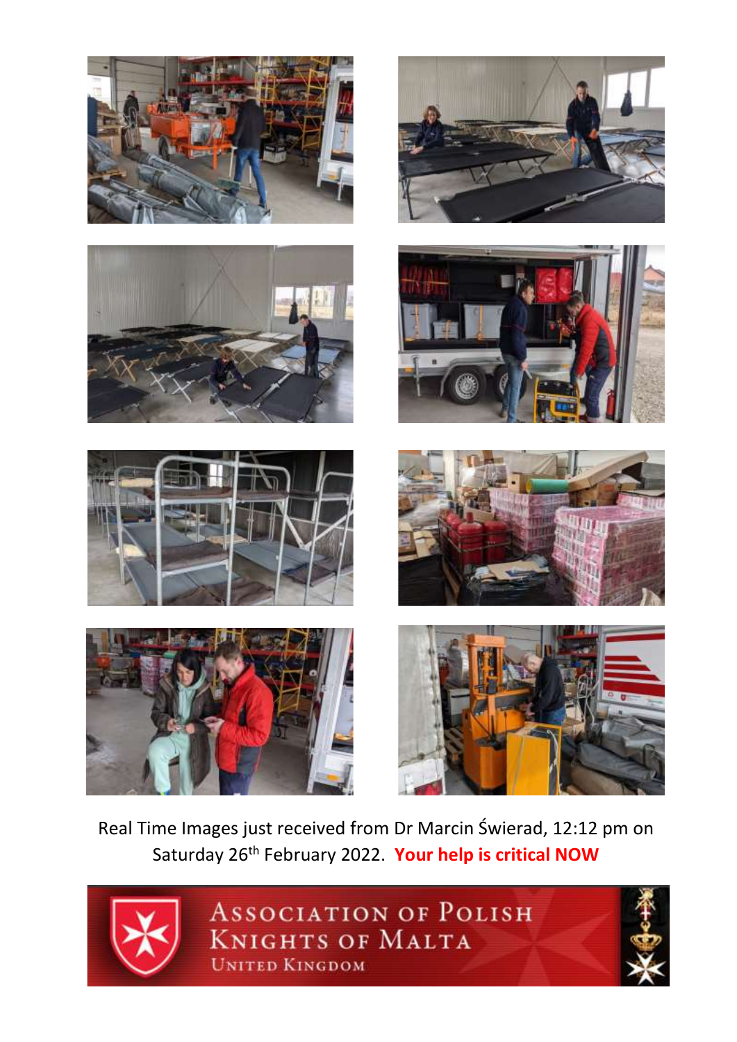Real Time Images just received from Dr Marcin Świerad, 12:12 pm on Saturday 26th February 2022. **Your help is critical NOW**

ASSOCIATION OF POLISH KNIGHTS OF MALTA
UNITED KINGDOM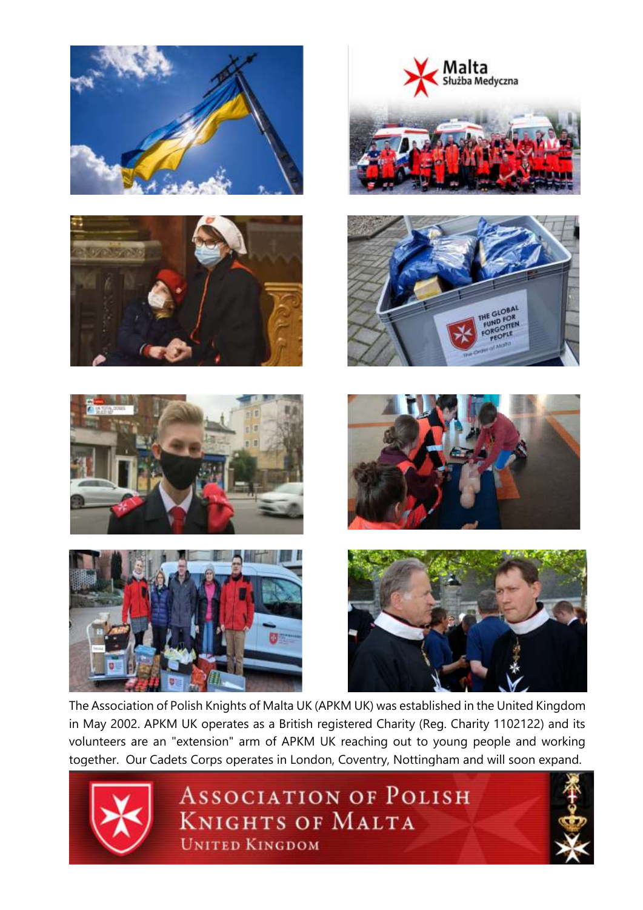The Association of Polish Knights of Malta UK (APKM UK) was established in the United Kingdom in May 2002. APKM UK operates as a British registered Charity (Reg. Charity 1102122) and its volunteers are an "extension" arm of APKM UK reaching out to young people and working together. Our Cadets Corps operates in London, Coventry, Nottingham and will soon expand.

Association of Polish Knights of Malta
United Kingdom